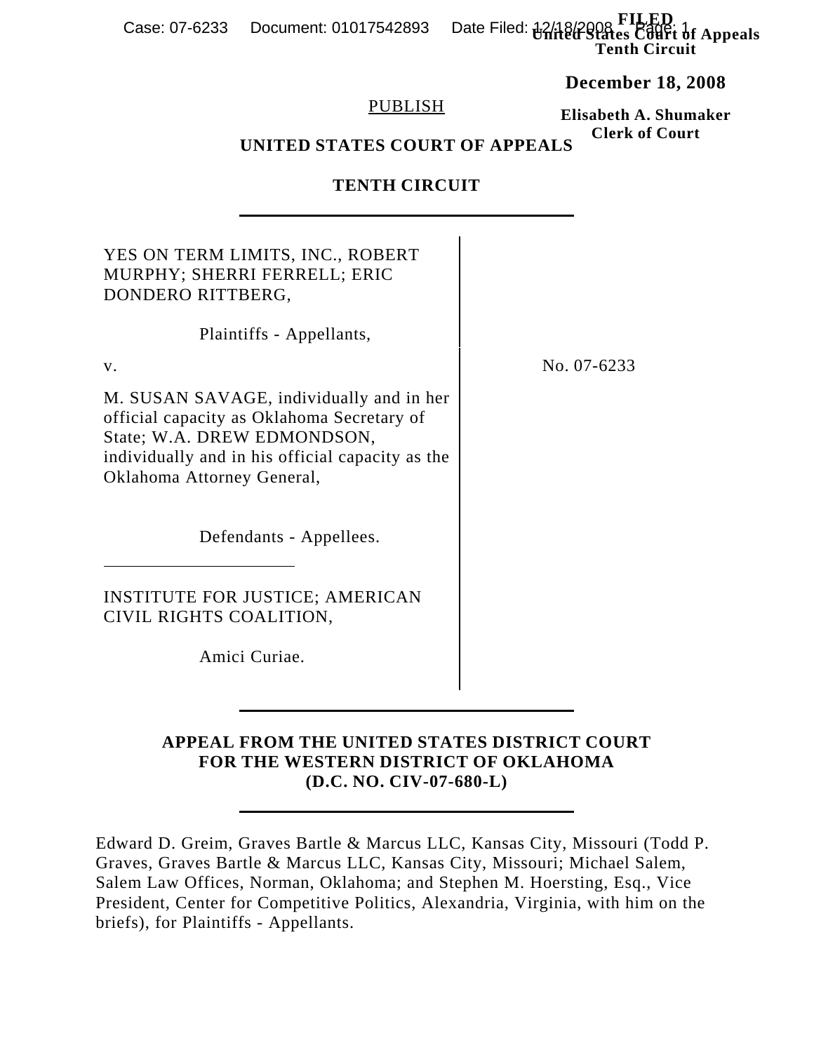FILED
United States Court of Appeals
Tenth Circuit

**December 18, 2008**

**Elisabeth A. Shumaker**
**Clerk of Court**

PUBLISH

**UNITED STATES COURT OF APPEALS**

**TENTH CIRCUIT**

---

YES ON TERM LIMITS, INC., ROBERT MURPHY; SHERRI FERRELL; ERIC DONDERO RITTBERG,

Plaintiffs - Appellants,

v.

M. SUSAN SAVAGE, individually and in her official capacity as Oklahoma Secretary of State; W.A. DREW EDMONDSON, individually and in his official capacity as the Oklahoma Attorney General,

Defendants - Appellees.

---

INSTITUTE FOR JUSTICE; AMERICAN CIVIL RIGHTS COALITION,

Amici Curiae.

No. 07-6233

---

**APPEAL FROM THE UNITED STATES DISTRICT COURT FOR THE WESTERN DISTRICT OF OKLAHOMA (D.C. NO. CIV-07-680-L)**

---

Edward D. Greim, Graves Bartle & Marcus LLC, Kansas City, Missouri (Todd P. Graves, Graves Bartle & Marcus LLC, Kansas City, Missouri; Michael Salem, Salem Law Offices, Norman, Oklahoma; and Stephen M. Hoersting, Esq., Vice President, Center for Competitive Politics, Alexandria, Virginia, with him on the briefs), for Plaintiffs - Appellants.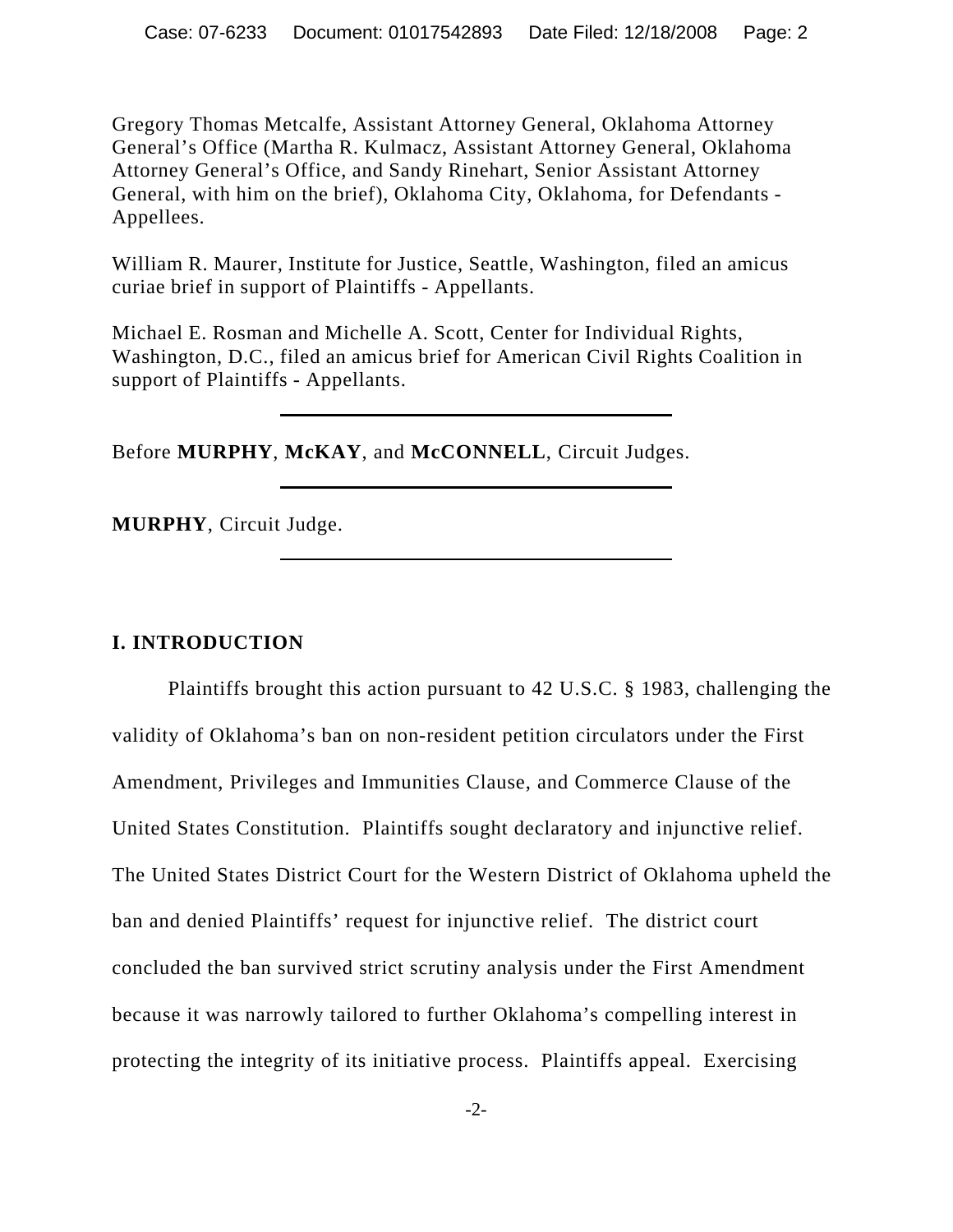Gregory Thomas Metcalfe, Assistant Attorney General, Oklahoma Attorney General's Office (Martha R. Kulmacz, Assistant Attorney General, Oklahoma Attorney General's Office, and Sandy Rinehart, Senior Assistant Attorney General, with him on the brief), Oklahoma City, Oklahoma, for Defendants - Appellees.

William R. Maurer, Institute for Justice, Seattle, Washington, filed an amicus curiae brief in support of Plaintiffs - Appellants.

Michael E. Rosman and Michelle A. Scott, Center for Individual Rights, Washington, D.C., filed an amicus brief for American Civil Rights Coalition in support of Plaintiffs - Appellants.

---

Before **MURPHY**, **McKAY**, and **McCONNELL**, Circuit Judges.

---

**MURPHY**, Circuit Judge.

---

## I. INTRODUCTION

Plaintiffs brought this action pursuant to 42 U.S.C. § 1983, challenging the validity of Oklahoma's ban on non-resident petition circulators under the First Amendment, Privileges and Immunities Clause, and Commerce Clause of the United States Constitution. Plaintiffs sought declaratory and injunctive relief. The United States District Court for the Western District of Oklahoma upheld the ban and denied Plaintiffs' request for injunctive relief. The district court concluded the ban survived strict scrutiny analysis under the First Amendment because it was narrowly tailored to further Oklahoma's compelling interest in protecting the integrity of its initiative process. Plaintiffs appeal. Exercising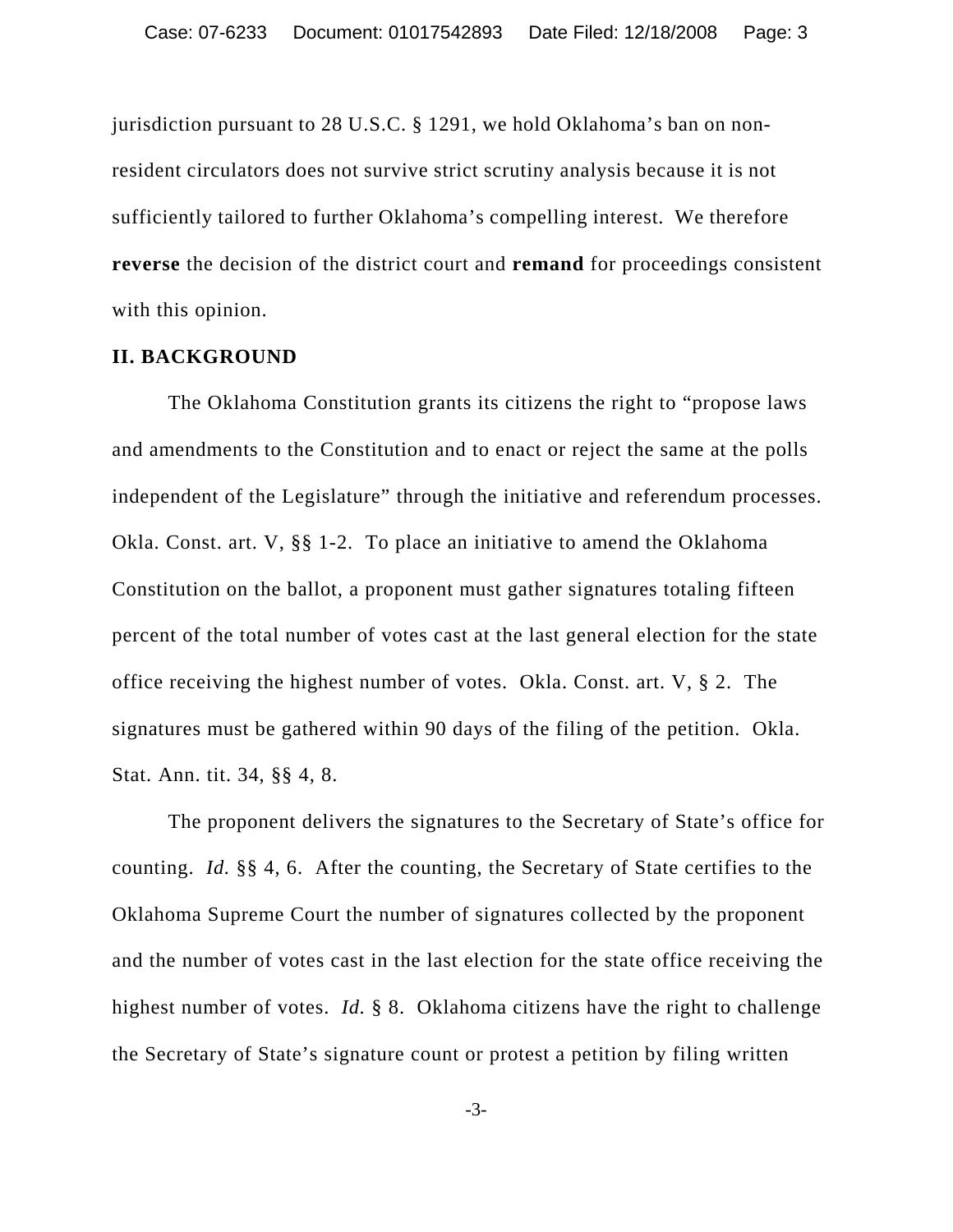jurisdiction pursuant to 28 U.S.C. § 1291, we hold Oklahoma's ban on non-resident circulators does not survive strict scrutiny analysis because it is not sufficiently tailored to further Oklahoma's compelling interest. We therefore **reverse** the decision of the district court and **remand** for proceedings consistent with this opinion.

## II. BACKGROUND

The Oklahoma Constitution grants its citizens the right to "propose laws and amendments to the Constitution and to enact or reject the same at the polls independent of the Legislature" through the initiative and referendum processes. Okla. Const. art. V, §§ 1-2. To place an initiative to amend the Oklahoma Constitution on the ballot, a proponent must gather signatures totaling fifteen percent of the total number of votes cast at the last general election for the state office receiving the highest number of votes. Okla. Const. art. V, § 2. The signatures must be gathered within 90 days of the filing of the petition. Okla. Stat. Ann. tit. 34, §§ 4, 8.

The proponent delivers the signatures to the Secretary of State's office for counting. *Id.* §§ 4, 6. After the counting, the Secretary of State certifies to the Oklahoma Supreme Court the number of signatures collected by the proponent and the number of votes cast in the last election for the state office receiving the highest number of votes. *Id.* § 8. Oklahoma citizens have the right to challenge the Secretary of State's signature count or protest a petition by filing written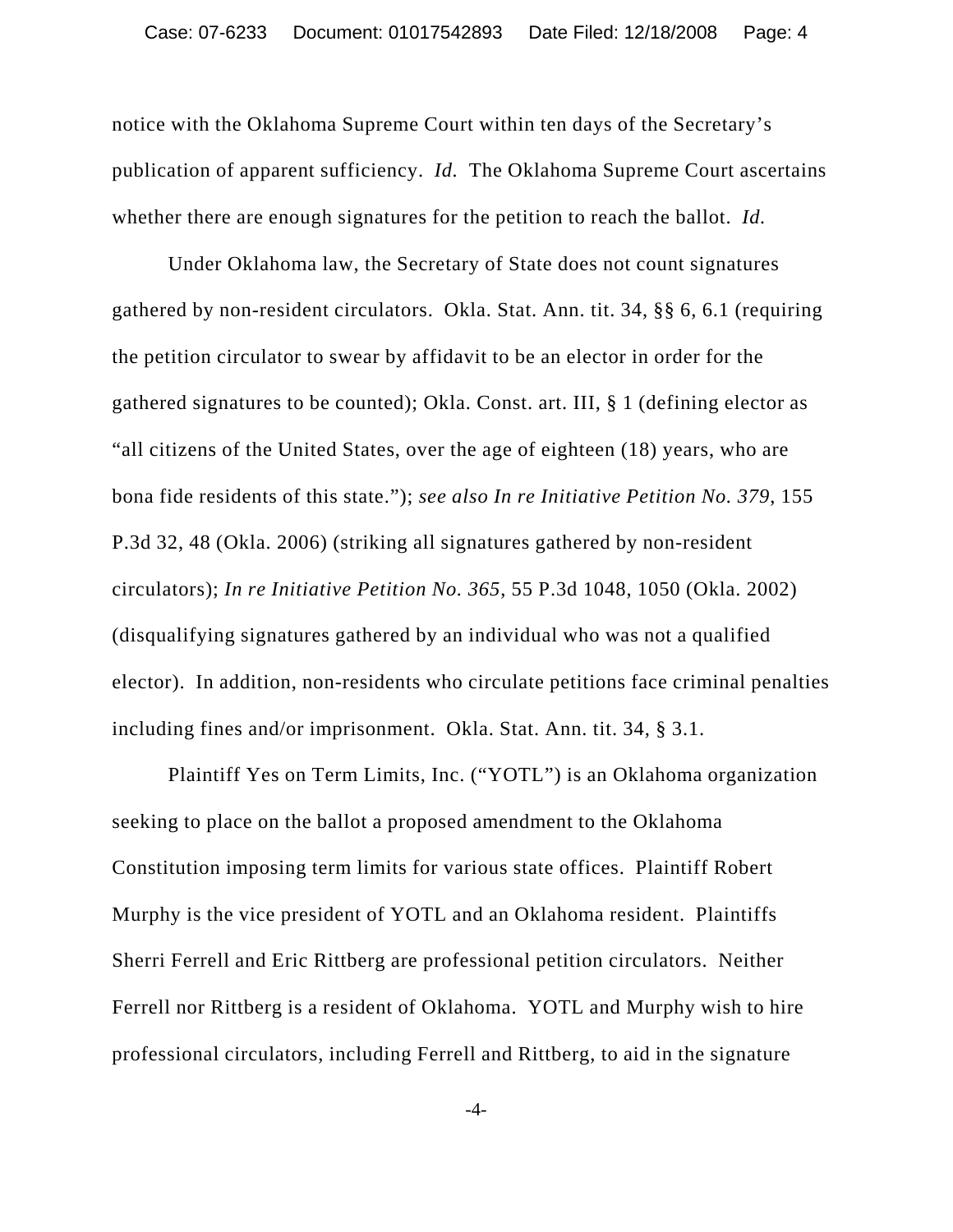notice with the Oklahoma Supreme Court within ten days of the Secretary's publication of apparent sufficiency. *Id.* The Oklahoma Supreme Court ascertains whether there are enough signatures for the petition to reach the ballot. *Id.*

Under Oklahoma law, the Secretary of State does not count signatures gathered by non-resident circulators. Okla. Stat. Ann. tit. 34, §§ 6, 6.1 (requiring the petition circulator to swear by affidavit to be an elector in order for the gathered signatures to be counted); Okla. Const. art. III, § 1 (defining elector as "all citizens of the United States, over the age of eighteen (18) years, who are bona fide residents of this state."); *see also In re Initiative Petition No. 379*, 155 P.3d 32, 48 (Okla. 2006) (striking all signatures gathered by non-resident circulators); *In re Initiative Petition No. 365*, 55 P.3d 1048, 1050 (Okla. 2002) (disqualifying signatures gathered by an individual who was not a qualified elector). In addition, non-residents who circulate petitions face criminal penalties including fines and/or imprisonment. Okla. Stat. Ann. tit. 34, § 3.1.

Plaintiff Yes on Term Limits, Inc. ("YOTL") is an Oklahoma organization seeking to place on the ballot a proposed amendment to the Oklahoma Constitution imposing term limits for various state offices. Plaintiff Robert Murphy is the vice president of YOTL and an Oklahoma resident. Plaintiffs Sherri Ferrell and Eric Rittberg are professional petition circulators. Neither Ferrell nor Rittberg is a resident of Oklahoma. YOTL and Murphy wish to hire professional circulators, including Ferrell and Rittberg, to aid in the signature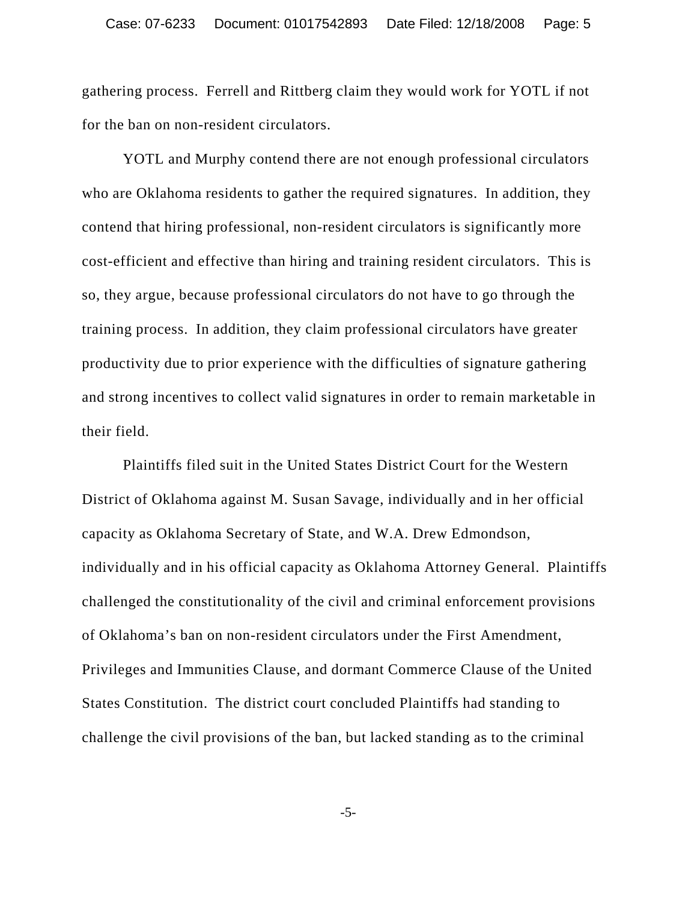gathering process. Ferrell and Rittberg claim they would work for YOTL if not for the ban on non-resident circulators.

YOTL and Murphy contend there are not enough professional circulators who are Oklahoma residents to gather the required signatures. In addition, they contend that hiring professional, non-resident circulators is significantly more cost-efficient and effective than hiring and training resident circulators. This is so, they argue, because professional circulators do not have to go through the training process. In addition, they claim professional circulators have greater productivity due to prior experience with the difficulties of signature gathering and strong incentives to collect valid signatures in order to remain marketable in their field.

Plaintiffs filed suit in the United States District Court for the Western District of Oklahoma against M. Susan Savage, individually and in her official capacity as Oklahoma Secretary of State, and W.A. Drew Edmondson, individually and in his official capacity as Oklahoma Attorney General. Plaintiffs challenged the constitutionality of the civil and criminal enforcement provisions of Oklahoma's ban on non-resident circulators under the First Amendment, Privileges and Immunities Clause, and dormant Commerce Clause of the United States Constitution. The district court concluded Plaintiffs had standing to challenge the civil provisions of the ban, but lacked standing as to the criminal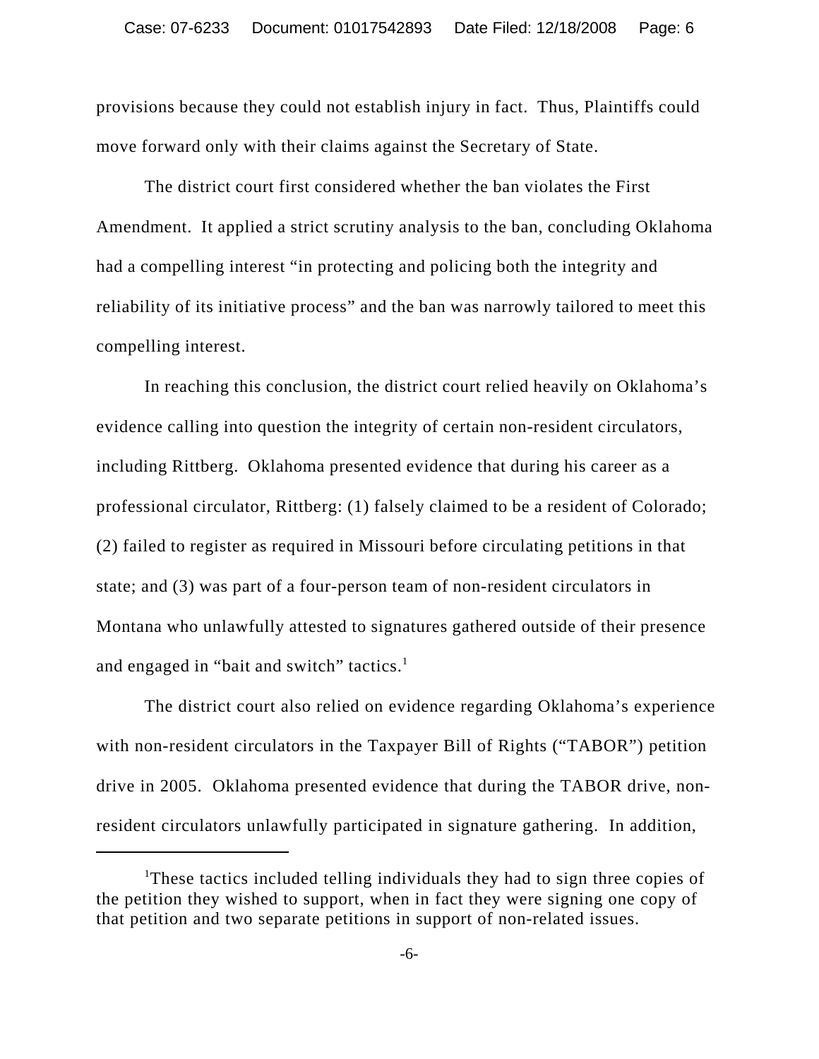provisions because they could not establish injury in fact. Thus, Plaintiffs could move forward only with their claims against the Secretary of State.

The district court first considered whether the ban violates the First Amendment. It applied a strict scrutiny analysis to the ban, concluding Oklahoma had a compelling interest "in protecting and policing both the integrity and reliability of its initiative process" and the ban was narrowly tailored to meet this compelling interest.

In reaching this conclusion, the district court relied heavily on Oklahoma's evidence calling into question the integrity of certain non-resident circulators, including Rittberg. Oklahoma presented evidence that during his career as a professional circulator, Rittberg: (1) falsely claimed to be a resident of Colorado; (2) failed to register as required in Missouri before circulating petitions in that state; and (3) was part of a four-person team of non-resident circulators in Montana who unlawfully attested to signatures gathered outside of their presence and engaged in "bait and switch" tactics.[1]

The district court also relied on evidence regarding Oklahoma's experience with non-resident circulators in the Taxpayer Bill of Rights ("TABOR") petition drive in 2005. Oklahoma presented evidence that during the TABOR drive, non-resident circulators unlawfully participated in signature gathering. In addition,

---

[1]These tactics included telling individuals they had to sign three copies of the petition they wished to support, when in fact they were signing one copy of that petition and two separate petitions in support of non-related issues.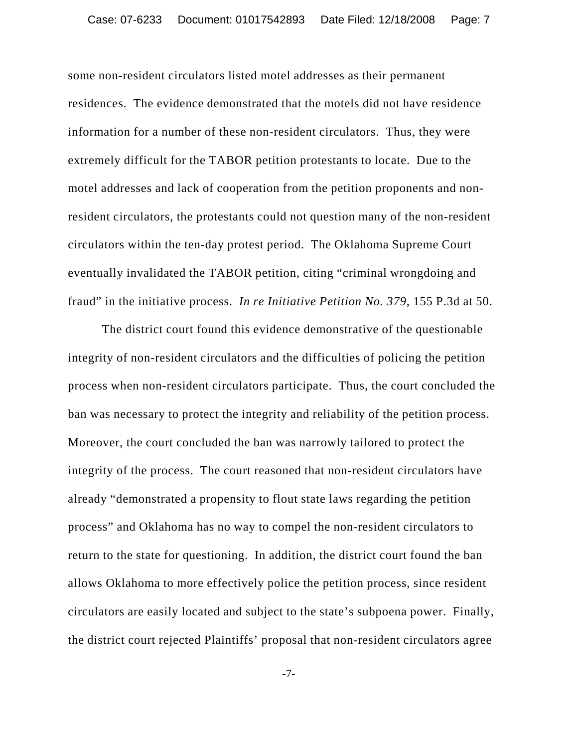some non-resident circulators listed motel addresses as their permanent residences. The evidence demonstrated that the motels did not have residence information for a number of these non-resident circulators. Thus, they were extremely difficult for the TABOR petition protestants to locate. Due to the motel addresses and lack of cooperation from the petition proponents and non-resident circulators, the protestants could not question many of the non-resident circulators within the ten-day protest period. The Oklahoma Supreme Court eventually invalidated the TABOR petition, citing "criminal wrongdoing and fraud" in the initiative process. *In re Initiative Petition No. 379*, 155 P.3d at 50.

The district court found this evidence demonstrative of the questionable integrity of non-resident circulators and the difficulties of policing the petition process when non-resident circulators participate. Thus, the court concluded the ban was necessary to protect the integrity and reliability of the petition process. Moreover, the court concluded the ban was narrowly tailored to protect the integrity of the process. The court reasoned that non-resident circulators have already "demonstrated a propensity to flout state laws regarding the petition process" and Oklahoma has no way to compel the non-resident circulators to return to the state for questioning. In addition, the district court found the ban allows Oklahoma to more effectively police the petition process, since resident circulators are easily located and subject to the state's subpoena power. Finally, the district court rejected Plaintiffs' proposal that non-resident circulators agree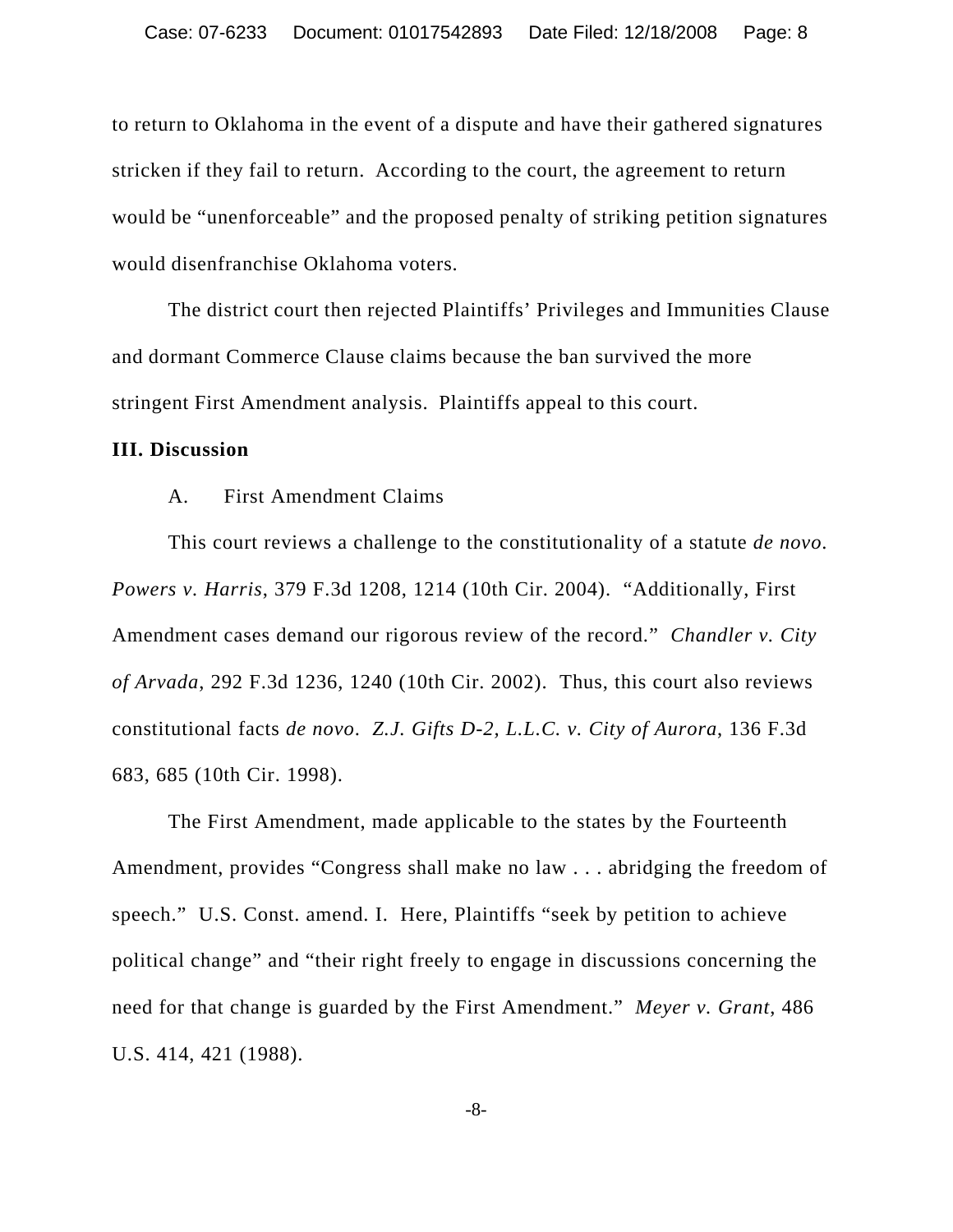to return to Oklahoma in the event of a dispute and have their gathered signatures stricken if they fail to return. According to the court, the agreement to return would be "unenforceable" and the proposed penalty of striking petition signatures would disenfranchise Oklahoma voters.

The district court then rejected Plaintiffs' Privileges and Immunities Clause and dormant Commerce Clause claims because the ban survived the more stringent First Amendment analysis. Plaintiffs appeal to this court.

**III. Discussion**

A. First Amendment Claims

This court reviews a challenge to the constitutionality of a statute *de novo*. *Powers v. Harris*, 379 F.3d 1208, 1214 (10th Cir. 2004). "Additionally, First Amendment cases demand our rigorous review of the record." *Chandler v. City of Arvada*, 292 F.3d 1236, 1240 (10th Cir. 2002). Thus, this court also reviews constitutional facts *de novo*. *Z.J. Gifts D-2, L.L.C. v. City of Aurora*, 136 F.3d 683, 685 (10th Cir. 1998).

The First Amendment, made applicable to the states by the Fourteenth Amendment, provides "Congress shall make no law . . . abridging the freedom of speech." U.S. Const. amend. I. Here, Plaintiffs "seek by petition to achieve political change" and "their right freely to engage in discussions concerning the need for that change is guarded by the First Amendment." *Meyer v. Grant*, 486 U.S. 414, 421 (1988).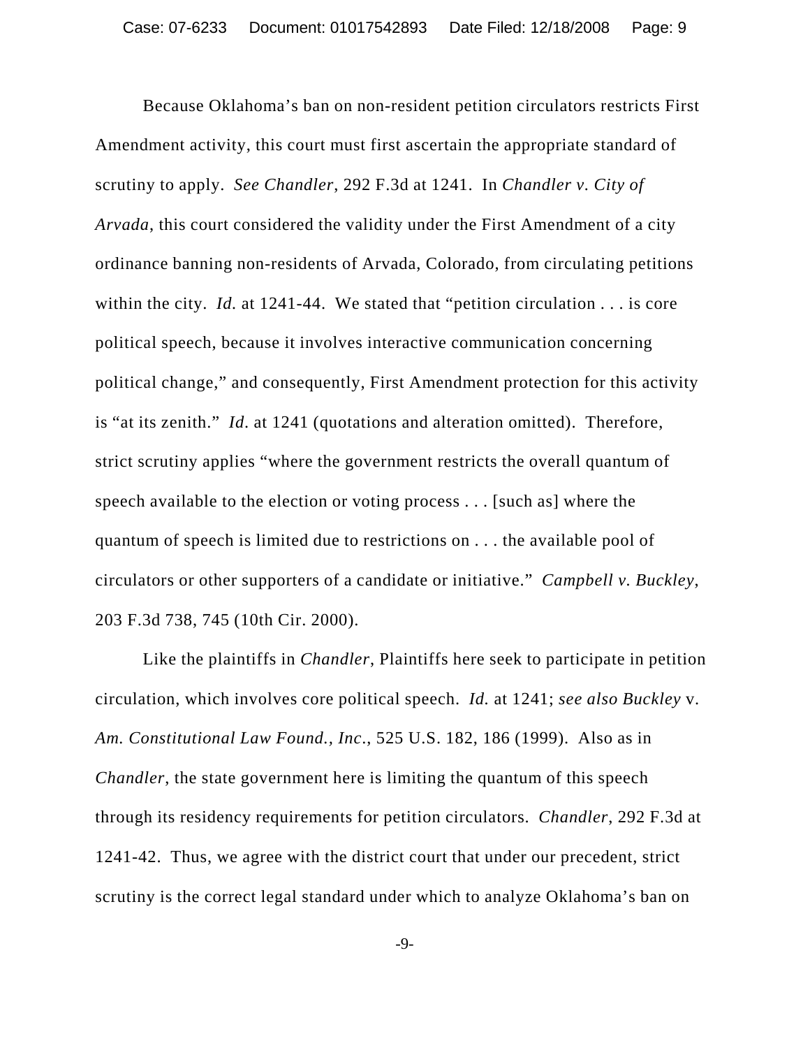Because Oklahoma's ban on non-resident petition circulators restricts First Amendment activity, this court must first ascertain the appropriate standard of scrutiny to apply. *See Chandler*, 292 F.3d at 1241. In *Chandler v. City of Arvada*, this court considered the validity under the First Amendment of a city ordinance banning non-residents of Arvada, Colorado, from circulating petitions within the city. *Id.* at 1241-44. We stated that "petition circulation . . . is core political speech, because it involves interactive communication concerning political change," and consequently, First Amendment protection for this activity is "at its zenith." *Id*. at 1241 (quotations and alteration omitted). Therefore, strict scrutiny applies "where the government restricts the overall quantum of speech available to the election or voting process . . . [such as] where the quantum of speech is limited due to restrictions on . . . the available pool of circulators or other supporters of a candidate or initiative." *Campbell v. Buckley*, 203 F.3d 738, 745 (10th Cir. 2000).

Like the plaintiffs in *Chandler*, Plaintiffs here seek to participate in petition circulation, which involves core political speech. *Id.* at 1241; *see also Buckley* v. *Am. Constitutional Law Found., Inc.*, 525 U.S. 182, 186 (1999). Also as in *Chandler*, the state government here is limiting the quantum of this speech through its residency requirements for petition circulators. *Chandler*, 292 F.3d at 1241-42. Thus, we agree with the district court that under our precedent, strict scrutiny is the correct legal standard under which to analyze Oklahoma's ban on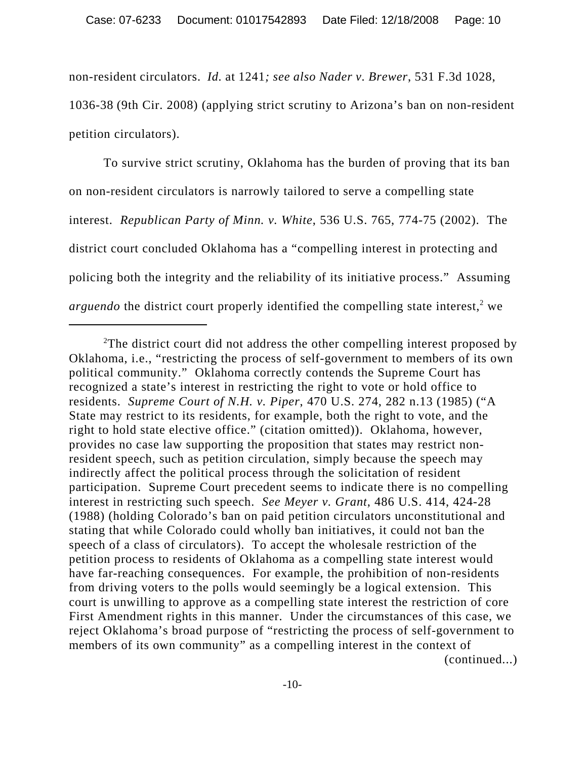non-resident circulators. *Id.* at 1241*; see also Nader v. Brewer*, 531 F.3d 1028, 1036-38 (9th Cir. 2008) (applying strict scrutiny to Arizona's ban on non-resident petition circulators).

To survive strict scrutiny, Oklahoma has the burden of proving that its ban on non-resident circulators is narrowly tailored to serve a compelling state interest. *Republican Party of Minn. v. White*, 536 U.S. 765, 774-75 (2002). The district court concluded Oklahoma has a "compelling interest in protecting and policing both the integrity and the reliability of its initiative process." Assuming *arguendo* the district court properly identified the compelling state interest,[2] we

---

[2]The district court did not address the other compelling interest proposed by Oklahoma, i.e., "restricting the process of self-government to members of its own political community." Oklahoma correctly contends the Supreme Court has recognized a state's interest in restricting the right to vote or hold office to residents. *Supreme Court of N.H. v. Piper*, 470 U.S. 274, 282 n.13 (1985) ("A State may restrict to its residents, for example, both the right to vote, and the right to hold state elective office." (citation omitted)). Oklahoma, however, provides no case law supporting the proposition that states may restrict non-resident speech, such as petition circulation, simply because the speech may indirectly affect the political process through the solicitation of resident participation. Supreme Court precedent seems to indicate there is no compelling interest in restricting such speech. *See Meyer v. Grant*, 486 U.S. 414, 424-28 (1988) (holding Colorado's ban on paid petition circulators unconstitutional and stating that while Colorado could wholly ban initiatives, it could not ban the speech of a class of circulators). To accept the wholesale restriction of the petition process to residents of Oklahoma as a compelling state interest would have far-reaching consequences. For example, the prohibition of non-residents from driving voters to the polls would seemingly be a logical extension. This court is unwilling to approve as a compelling state interest the restriction of core First Amendment rights in this manner. Under the circumstances of this case, we reject Oklahoma's broad purpose of "restricting the process of self-government to members of its own community" as a compelling interest in the context of (continued...)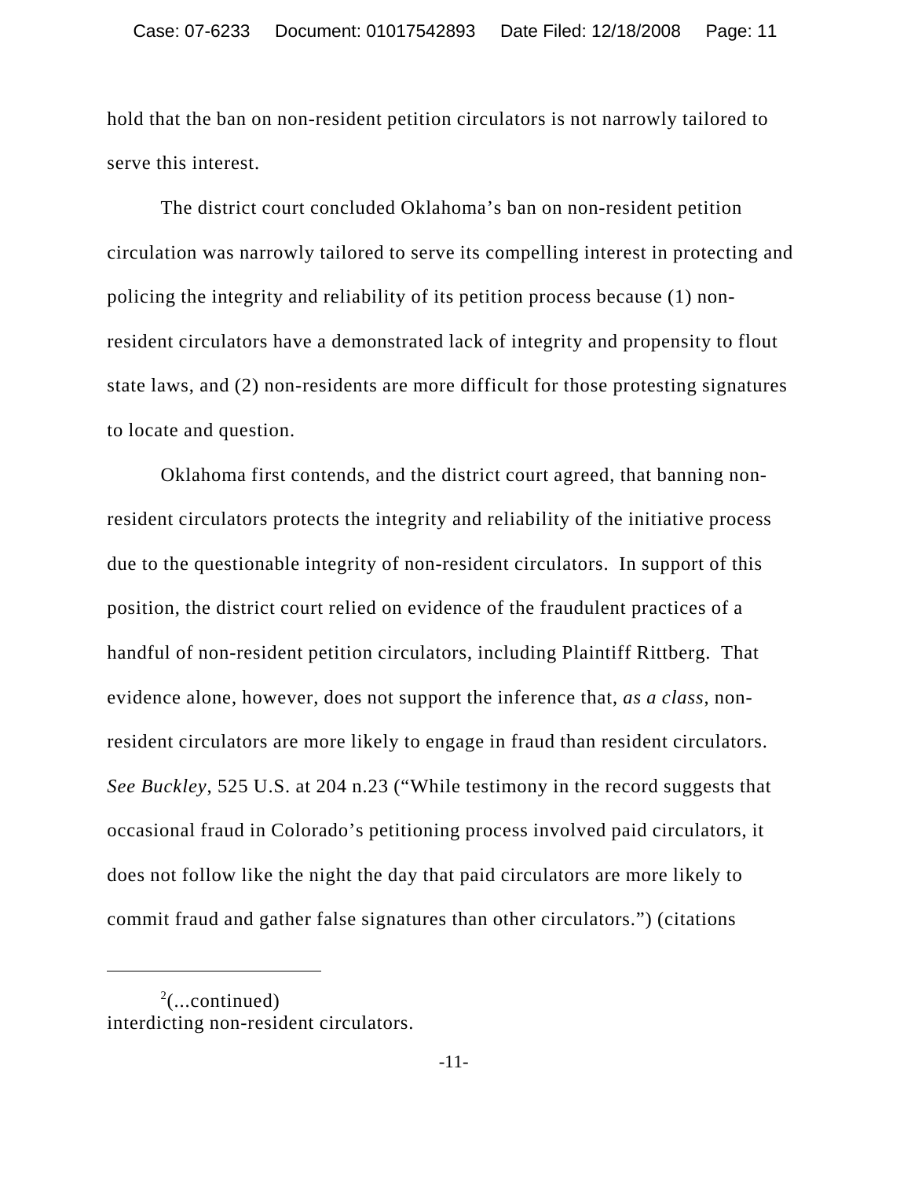hold that the ban on non-resident petition circulators is not narrowly tailored to serve this interest.

The district court concluded Oklahoma's ban on non-resident petition circulation was narrowly tailored to serve its compelling interest in protecting and policing the integrity and reliability of its petition process because (1) non-resident circulators have a demonstrated lack of integrity and propensity to flout state laws, and (2) non-residents are more difficult for those protesting signatures to locate and question.

Oklahoma first contends, and the district court agreed, that banning non-resident circulators protects the integrity and reliability of the initiative process due to the questionable integrity of non-resident circulators. In support of this position, the district court relied on evidence of the fraudulent practices of a handful of non-resident petition circulators, including Plaintiff Rittberg. That evidence alone, however, does not support the inference that, *as a class*, non-resident circulators are more likely to engage in fraud than resident circulators. *See Buckley*, 525 U.S. at 204 n.23 ("While testimony in the record suggests that occasional fraud in Colorado's petitioning process involved paid circulators, it does not follow like the night the day that paid circulators are more likely to commit fraud and gather false signatures than other circulators.") (citations

---

[2](...continued)
interdicting non-resident circulators.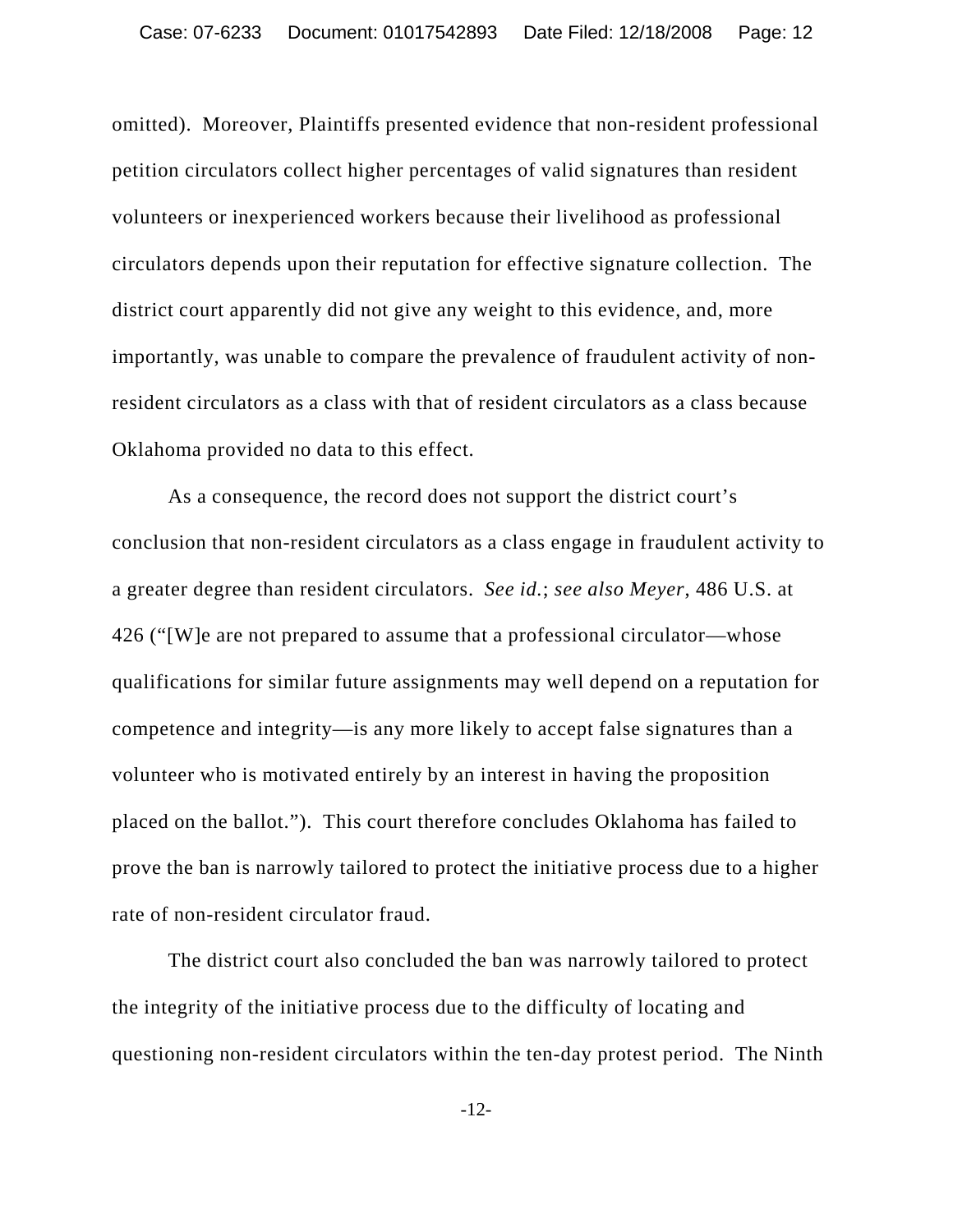omitted). Moreover, Plaintiffs presented evidence that non-resident professional petition circulators collect higher percentages of valid signatures than resident volunteers or inexperienced workers because their livelihood as professional circulators depends upon their reputation for effective signature collection. The district court apparently did not give any weight to this evidence, and, more importantly, was unable to compare the prevalence of fraudulent activity of non-resident circulators as a class with that of resident circulators as a class because Oklahoma provided no data to this effect.

As a consequence, the record does not support the district court's conclusion that non-resident circulators as a class engage in fraudulent activity to a greater degree than resident circulators. *See id.*; *see also Meyer*, 486 U.S. at 426 ("[W]e are not prepared to assume that a professional circulator—whose qualifications for similar future assignments may well depend on a reputation for competence and integrity—is any more likely to accept false signatures than a volunteer who is motivated entirely by an interest in having the proposition placed on the ballot."). This court therefore concludes Oklahoma has failed to prove the ban is narrowly tailored to protect the initiative process due to a higher rate of non-resident circulator fraud.

The district court also concluded the ban was narrowly tailored to protect the integrity of the initiative process due to the difficulty of locating and questioning non-resident circulators within the ten-day protest period. The Ninth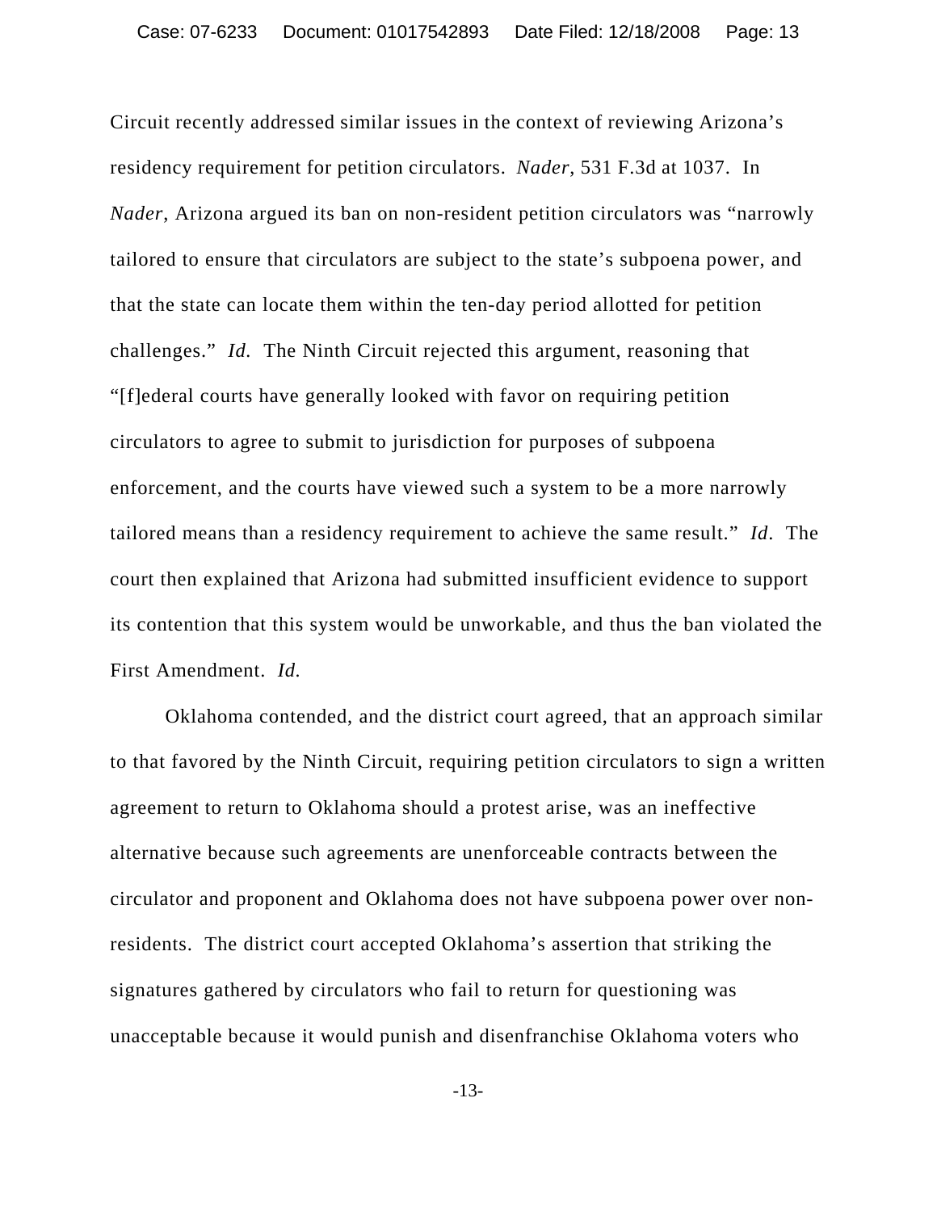Circuit recently addressed similar issues in the context of reviewing Arizona's residency requirement for petition circulators. *Nader*, 531 F.3d at 1037. In *Nader*, Arizona argued its ban on non-resident petition circulators was "narrowly tailored to ensure that circulators are subject to the state's subpoena power, and that the state can locate them within the ten-day period allotted for petition challenges." *Id.* The Ninth Circuit rejected this argument, reasoning that "[f]ederal courts have generally looked with favor on requiring petition circulators to agree to submit to jurisdiction for purposes of subpoena enforcement, and the courts have viewed such a system to be a more narrowly tailored means than a residency requirement to achieve the same result." *Id*. The court then explained that Arizona had submitted insufficient evidence to support its contention that this system would be unworkable, and thus the ban violated the First Amendment. *Id.*

Oklahoma contended, and the district court agreed, that an approach similar to that favored by the Ninth Circuit, requiring petition circulators to sign a written agreement to return to Oklahoma should a protest arise, was an ineffective alternative because such agreements are unenforceable contracts between the circulator and proponent and Oklahoma does not have subpoena power over non-residents. The district court accepted Oklahoma's assertion that striking the signatures gathered by circulators who fail to return for questioning was unacceptable because it would punish and disenfranchise Oklahoma voters who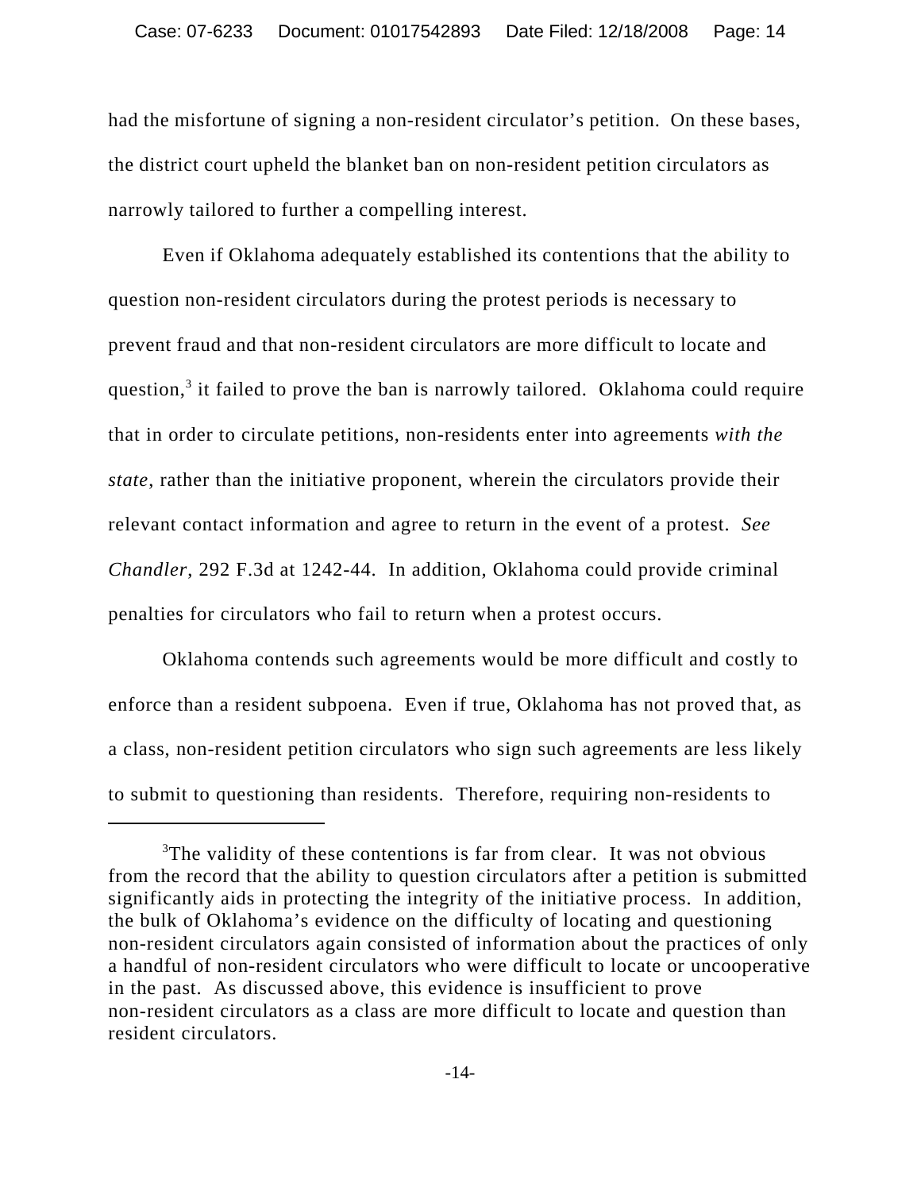had the misfortune of signing a non-resident circulator's petition. On these bases, the district court upheld the blanket ban on non-resident petition circulators as narrowly tailored to further a compelling interest.

Even if Oklahoma adequately established its contentions that the ability to question non-resident circulators during the protest periods is necessary to prevent fraud and that non-resident circulators are more difficult to locate and question,[3] it failed to prove the ban is narrowly tailored. Oklahoma could require that in order to circulate petitions, non-residents enter into agreements *with the state*, rather than the initiative proponent, wherein the circulators provide their relevant contact information and agree to return in the event of a protest. *See Chandler*, 292 F.3d at 1242-44. In addition, Oklahoma could provide criminal penalties for circulators who fail to return when a protest occurs.

Oklahoma contends such agreements would be more difficult and costly to enforce than a resident subpoena. Even if true, Oklahoma has not proved that, as a class, non-resident petition circulators who sign such agreements are less likely to submit to questioning than residents. Therefore, requiring non-residents to

---

[3]The validity of these contentions is far from clear. It was not obvious from the record that the ability to question circulators after a petition is submitted significantly aids in protecting the integrity of the initiative process. In addition, the bulk of Oklahoma's evidence on the difficulty of locating and questioning non-resident circulators again consisted of information about the practices of only a handful of non-resident circulators who were difficult to locate or uncooperative in the past. As discussed above, this evidence is insufficient to prove non-resident circulators as a class are more difficult to locate and question than resident circulators.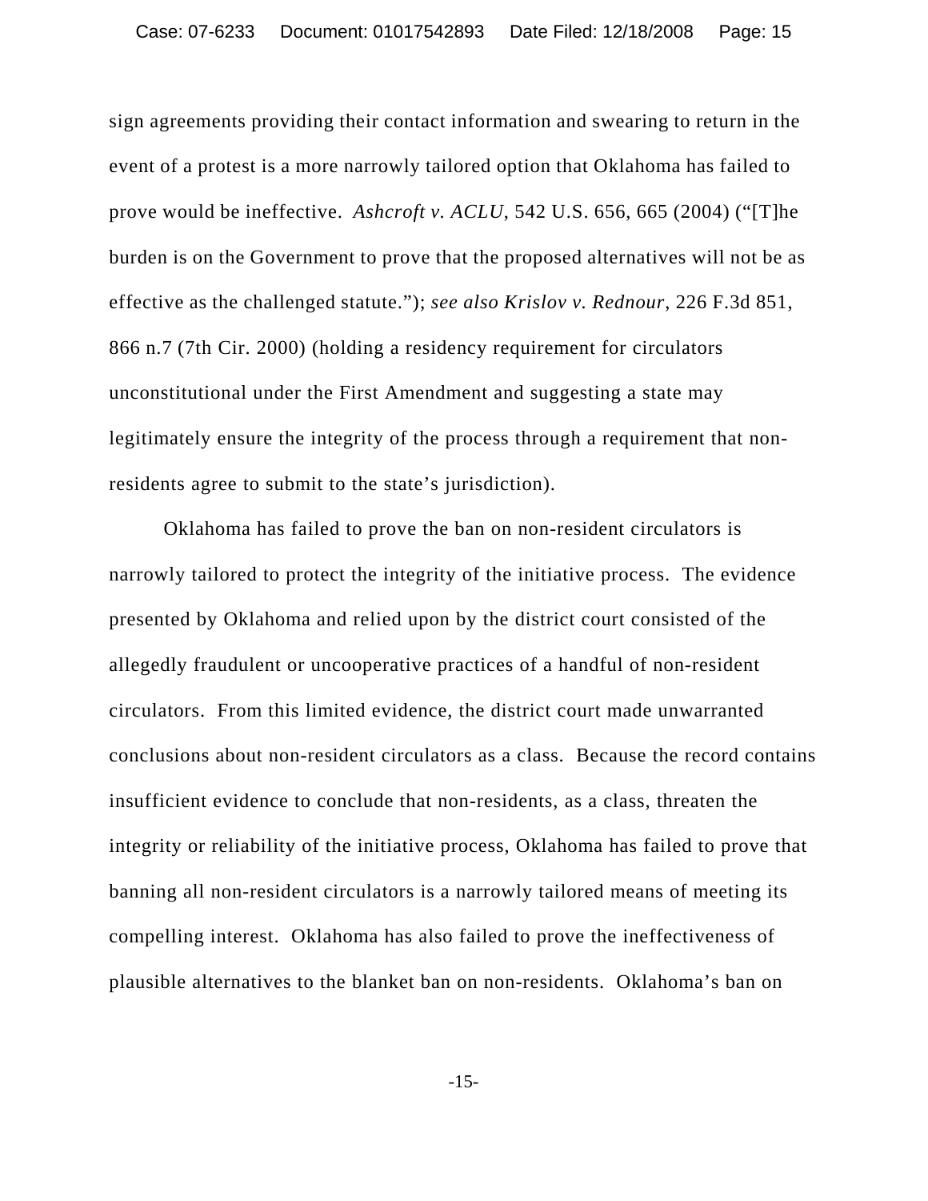sign agreements providing their contact information and swearing to return in the event of a protest is a more narrowly tailored option that Oklahoma has failed to prove would be ineffective. *Ashcroft v. ACLU*, 542 U.S. 656, 665 (2004) ("[T]he burden is on the Government to prove that the proposed alternatives will not be as effective as the challenged statute."); *see also Krislov v. Rednour*, 226 F.3d 851, 866 n.7 (7th Cir. 2000) (holding a residency requirement for circulators unconstitutional under the First Amendment and suggesting a state may legitimately ensure the integrity of the process through a requirement that non-residents agree to submit to the state's jurisdiction).

Oklahoma has failed to prove the ban on non-resident circulators is narrowly tailored to protect the integrity of the initiative process. The evidence presented by Oklahoma and relied upon by the district court consisted of the allegedly fraudulent or uncooperative practices of a handful of non-resident circulators. From this limited evidence, the district court made unwarranted conclusions about non-resident circulators as a class. Because the record contains insufficient evidence to conclude that non-residents, as a class, threaten the integrity or reliability of the initiative process, Oklahoma has failed to prove that banning all non-resident circulators is a narrowly tailored means of meeting its compelling interest. Oklahoma has also failed to prove the ineffectiveness of plausible alternatives to the blanket ban on non-residents. Oklahoma's ban on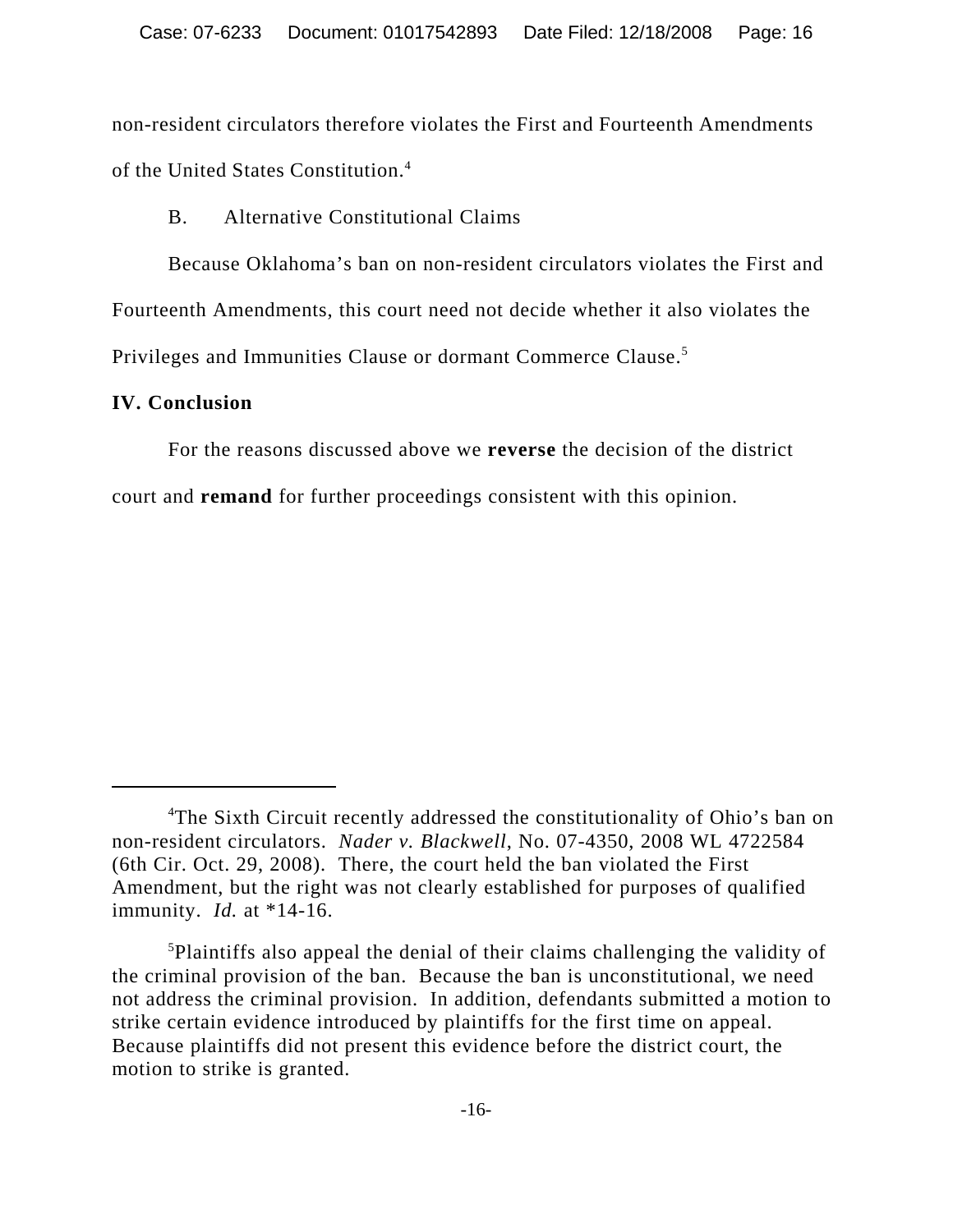non-resident circulators therefore violates the First and Fourteenth Amendments of the United States Constitution.[4]

B. Alternative Constitutional Claims

Because Oklahoma's ban on non-resident circulators violates the First and Fourteenth Amendments, this court need not decide whether it also violates the Privileges and Immunities Clause or dormant Commerce Clause.[5]

## IV. Conclusion

For the reasons discussed above we **reverse** the decision of the district court and **remand** for further proceedings consistent with this opinion.

---

[4]The Sixth Circuit recently addressed the constitutionality of Ohio's ban on non-resident circulators. *Nader v. Blackwell*, No. 07-4350, 2008 WL 4722584 (6th Cir. Oct. 29, 2008). There, the court held the ban violated the First Amendment, but the right was not clearly established for purposes of qualified immunity. *Id.* at *14-16.

[5]Plaintiffs also appeal the denial of their claims challenging the validity of the criminal provision of the ban. Because the ban is unconstitutional, we need not address the criminal provision. In addition, defendants submitted a motion to strike certain evidence introduced by plaintiffs for the first time on appeal. Because plaintiffs did not present this evidence before the district court, the motion to strike is granted.